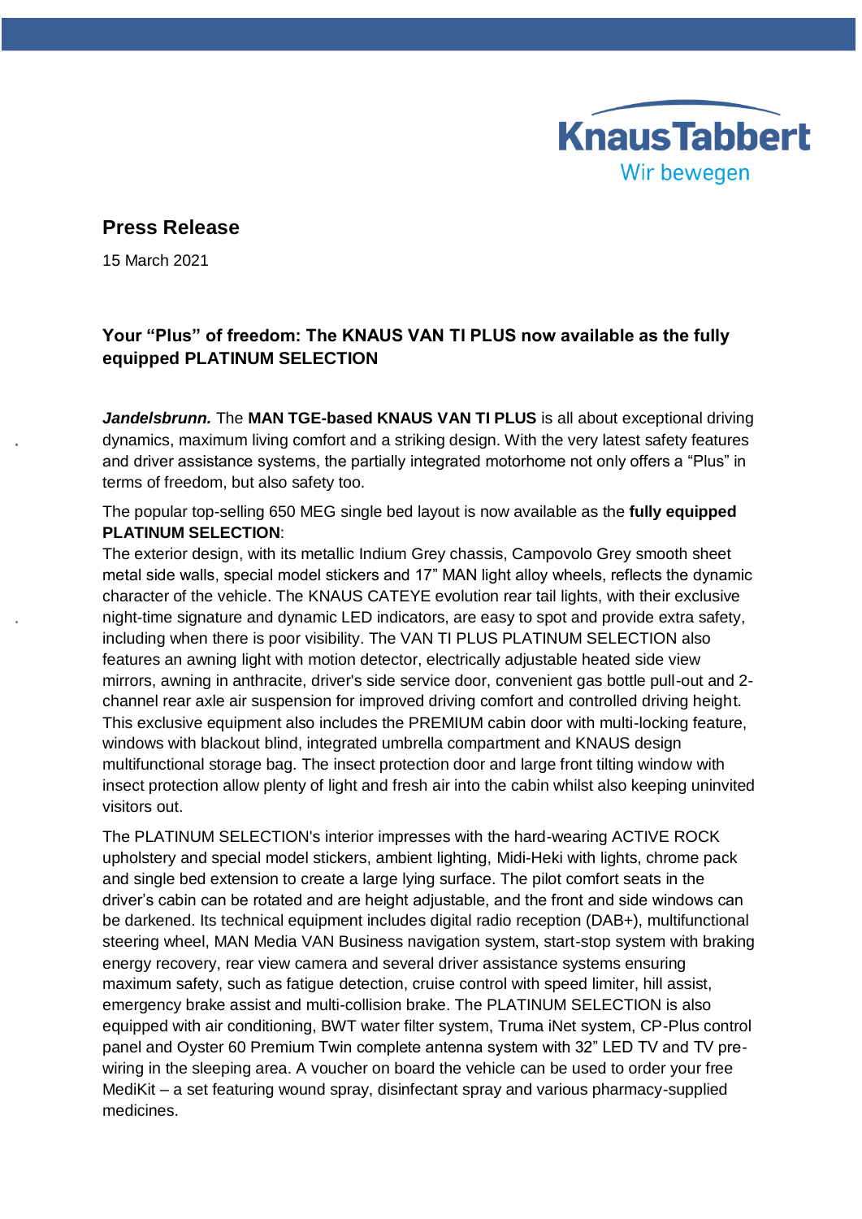KnausTabbert
Wir bewegen

# Press Release

15 March 2021

## Your "Plus" of freedom: The KNAUS VAN TI PLUS now available as the fully equipped PLATINUM SELECTION

***Jandelsbrunn.*** The **MAN TGE-based KNAUS VAN TI PLUS** is all about exceptional driving dynamics, maximum living comfort and a striking design. With the very latest safety features and driver assistance systems, the partially integrated motorhome not only offers a "Plus" in terms of freedom, but also safety too.

The popular top-selling 650 MEG single bed layout is now available as the **fully equipped PLATINUM SELECTION**:
The exterior design, with its metallic Indium Grey chassis, Campovolo Grey smooth sheet metal side walls, special model stickers and 17" MAN light alloy wheels, reflects the dynamic character of the vehicle. The KNAUS CATEYE evolution rear tail lights, with their exclusive night-time signature and dynamic LED indicators, are easy to spot and provide extra safety, including when there is poor visibility. The VAN TI PLUS PLATINUM SELECTION also features an awning light with motion detector, electrically adjustable heated side view mirrors, awning in anthracite, driver's side service door, convenient gas bottle pull-out and 2-channel rear axle air suspension for improved driving comfort and controlled driving height. This exclusive equipment also includes the PREMIUM cabin door with multi-locking feature, windows with blackout blind, integrated umbrella compartment and KNAUS design multifunctional storage bag. The insect protection door and large front tilting window with insect protection allow plenty of light and fresh air into the cabin whilst also keeping uninvited visitors out.

The PLATINUM SELECTION's interior impresses with the hard-wearing ACTIVE ROCK upholstery and special model stickers, ambient lighting, Midi-Heki with lights, chrome pack and single bed extension to create a large lying surface. The pilot comfort seats in the driver's cabin can be rotated and are height adjustable, and the front and side windows can be darkened. Its technical equipment includes digital radio reception (DAB+), multifunctional steering wheel, MAN Media VAN Business navigation system, start-stop system with braking energy recovery, rear view camera and several driver assistance systems ensuring maximum safety, such as fatigue detection, cruise control with speed limiter, hill assist, emergency brake assist and multi-collision brake. The PLATINUM SELECTION is also equipped with air conditioning, BWT water filter system, Truma iNet system, CP-Plus control panel and Oyster 60 Premium Twin complete antenna system with 32" LED TV and TV pre-wiring in the sleeping area. A voucher on board the vehicle can be used to order your free MediKit – a set featuring wound spray, disinfectant spray and various pharmacy-supplied medicines.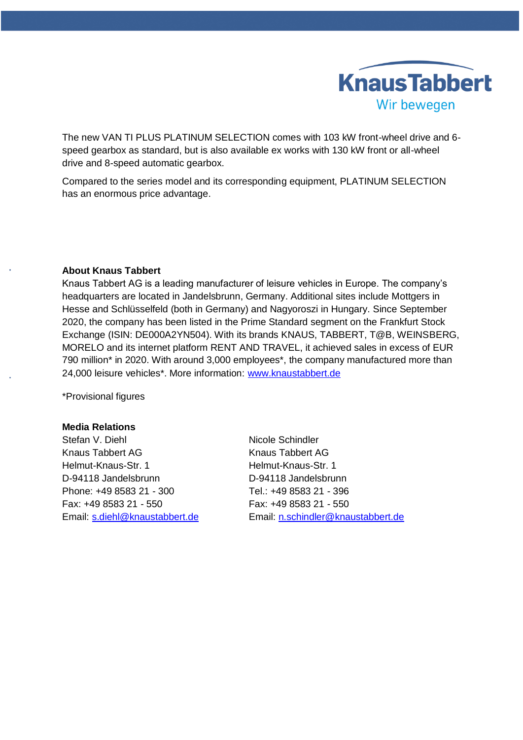The new VAN TI PLUS PLATINUM SELECTION comes with 103 kW front-wheel drive and 6-speed gearbox as standard, but is also available ex works with 130 kW front or all-wheel drive and 8-speed automatic gearbox.

Compared to the series model and its corresponding equipment, PLATINUM SELECTION has an enormous price advantage.

**About Knaus Tabbert**
Knaus Tabbert AG is a leading manufacturer of leisure vehicles in Europe. The company's headquarters are located in Jandelsbrunn, Germany. Additional sites include Mottgers in Hesse and Schlüsselfeld (both in Germany) and Nagyoroszi in Hungary. Since September 2020, the company has been listed in the Prime Standard segment on the Frankfurt Stock Exchange (ISIN: DE000A2YN504). With its brands KNAUS, TABBERT, T@B, WEINSBERG, MORELO and its internet platform RENT AND TRAVEL, it achieved sales in excess of EUR 790 million* in 2020. With around 3,000 employees*, the company manufactured more than 24,000 leisure vehicles*. More information: www.knaustabbert.de

*Provisional figures

**Media Relations**

Stefan V. Diehl
Knaus Tabbert AG
Helmut-Knaus-Str. 1
D-94118 Jandelsbrunn
Phone: +49 8583 21 - 300
Fax: +49 8583 21 - 550
Email: s.diehl@knaustabbert.de

Nicole Schindler
Knaus Tabbert AG
Helmut-Knaus-Str. 1
D-94118 Jandelsbrunn
Tel.: +49 8583 21 - 396
Fax: +49 8583 21 - 550
Email: n.schindler@knaustabbert.de